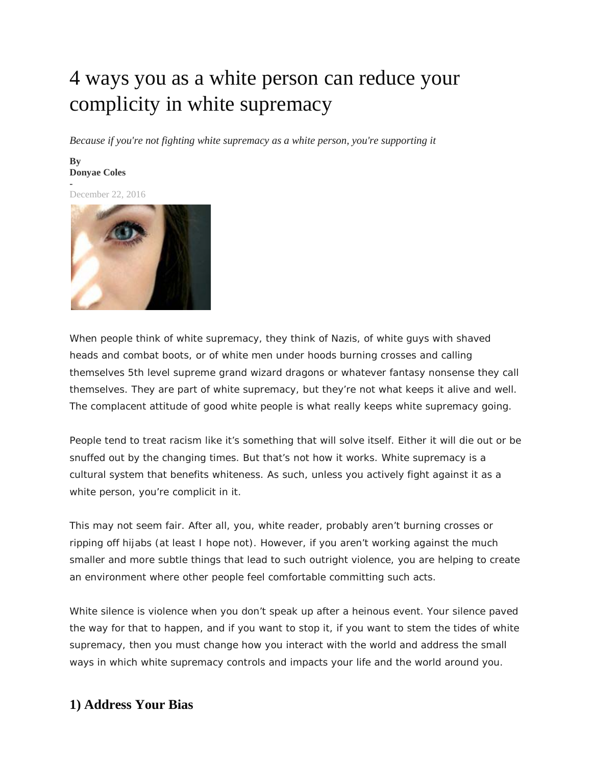# 4 ways you as a white person can reduce your complicity in white supremacy

*Because if you're not fighting white supremacy as a white person, you're supporting it*

**By**
**Donyae Coles**
-
December 22, 2016

When people think of white supremacy, they think of Nazis, of white guys with shaved heads and combat boots, or of white men under hoods burning crosses and calling themselves 5th level supreme grand wizard dragons or whatever fantasy nonsense they call themselves. They are part of white supremacy, but they're not what keeps it alive and well. The complacent attitude of good white people is what really keeps white supremacy going.

People tend to treat racism like it's something that will solve itself. Either it will die out or be snuffed out by the changing times. But that's not how it works. White supremacy is a cultural system that benefits whiteness. As such, unless you actively fight against it as a white person, you're complicit in it.

This may not seem fair. After all, you, white reader, probably aren't burning crosses or ripping off hijabs (at least I hope not). However, if you aren't working against the much smaller and more subtle things that lead to such outright violence, you are helping to create an environment where other people feel comfortable committing such acts.

White silence is violence when you don't speak up after a heinous event. Your silence paved the way for that to happen, and if you want to stop it, if you want to stem the tides of white supremacy, then you must change how you interact with the world and address the small ways in which white supremacy controls and impacts your life and the world around you.

## 1) Address Your Bias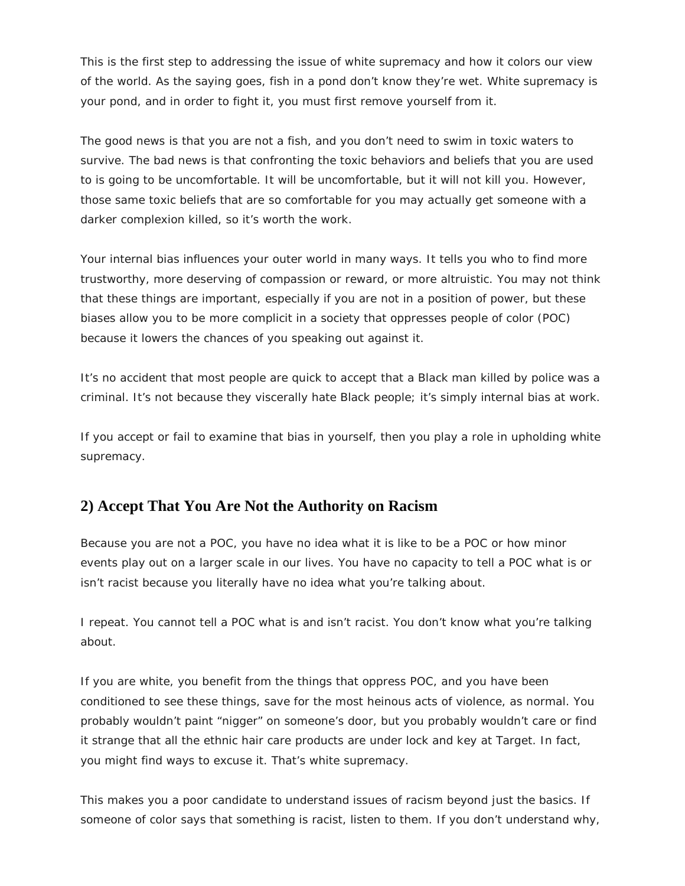This is the first step to addressing the issue of white supremacy and how it colors our view of the world. As the saying goes, fish in a pond don't know they're wet. White supremacy is your pond, and in order to fight it, you must first remove yourself from it.

The good news is that you are not a fish, and you don't need to swim in toxic waters to survive. The bad news is that confronting the toxic behaviors and beliefs that you are used to is going to be uncomfortable. It will be uncomfortable, but it will not kill you. However, those same toxic beliefs that are so comfortable for you may actually get someone with a darker complexion killed, so it's worth the work.

Your internal bias influences your outer world in many ways. It tells you who to find more trustworthy, more deserving of compassion or reward, or more altruistic. You may not think that these things are important, especially if you are not in a position of power, but these biases allow you to be more complicit in a society that oppresses people of color (POC) because it lowers the chances of you speaking out against it.

It's no accident that most people are quick to accept that a Black man killed by police was a criminal. It's not because they viscerally hate Black people; it's simply internal bias at work.

If you accept or fail to examine that bias in yourself, then you play a role in upholding white supremacy.

## 2) Accept That You Are Not the Authority on Racism

Because you are not a POC, you have no idea what it is like to be a POC or how minor events play out on a larger scale in our lives. You have no capacity to tell a POC what is or isn't racist because you literally have no idea what you're talking about.

I repeat. You cannot tell a POC what is and isn't racist. You don't know what you're talking about.

If you are white, you benefit from the things that oppress POC, and you have been conditioned to see these things, save for the most heinous acts of violence, as normal. You probably wouldn't paint "nigger" on someone's door, but you probably wouldn't care or find it strange that all the ethnic hair care products are under lock and key at Target. In fact, you might find ways to excuse it. That's white supremacy.

This makes you a poor candidate to understand issues of racism beyond just the basics. If someone of color says that something is racist, listen to them. If you don't understand why,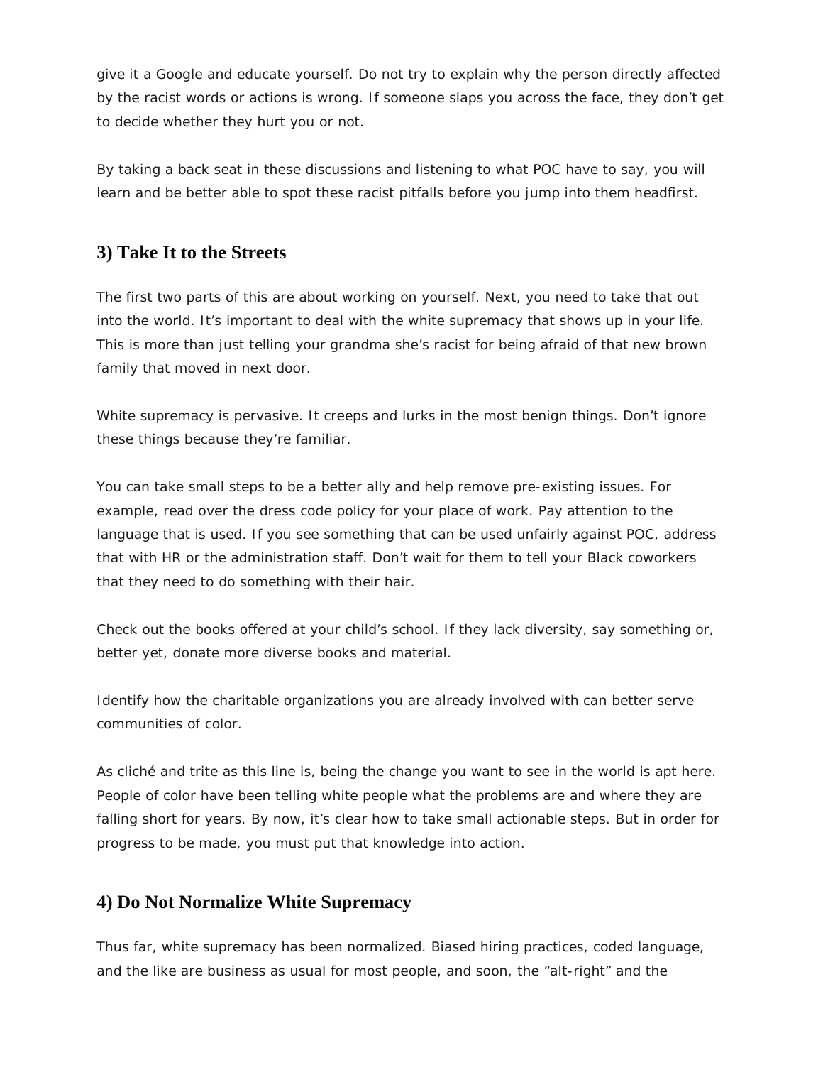give it a Google and educate yourself. Do not try to explain why the person directly affected by the racist words or actions is wrong. If someone slaps you across the face, they don't get to decide whether they hurt you or not.

By taking a back seat in these discussions and listening to what POC have to say, you will learn and be better able to spot these racist pitfalls before you jump into them headfirst.

## 3) Take It to the Streets

The first two parts of this are about working on yourself. Next, you need to take that out into the world. It's important to deal with the white supremacy that shows up in your life. This is more than just telling your grandma she's racist for being afraid of that new brown family that moved in next door.

White supremacy is pervasive. It creeps and lurks in the most benign things. Don't ignore these things because they're familiar.

You can take small steps to be a better ally and help remove pre-existing issues. For example, read over the dress code policy for your place of work. Pay attention to the language that is used. If you see something that can be used unfairly against POC, address that with HR or the administration staff. Don't wait for them to tell your Black coworkers that they need to do something with their hair.

Check out the books offered at your child's school. If they lack diversity, say something or, better yet, donate more diverse books and material.

Identify how the charitable organizations you are already involved with can better serve communities of color.

As cliché and trite as this line is, being the change you want to see in the world is apt here. People of color have been telling white people what the problems are and where they are falling short for years. By now, it's clear how to take small actionable steps. But in order for progress to be made, you must put that knowledge into action.

## 4) Do Not Normalize White Supremacy

Thus far, white supremacy has been normalized. Biased hiring practices, coded language, and the like are business as usual for most people, and soon, the "alt-right" and the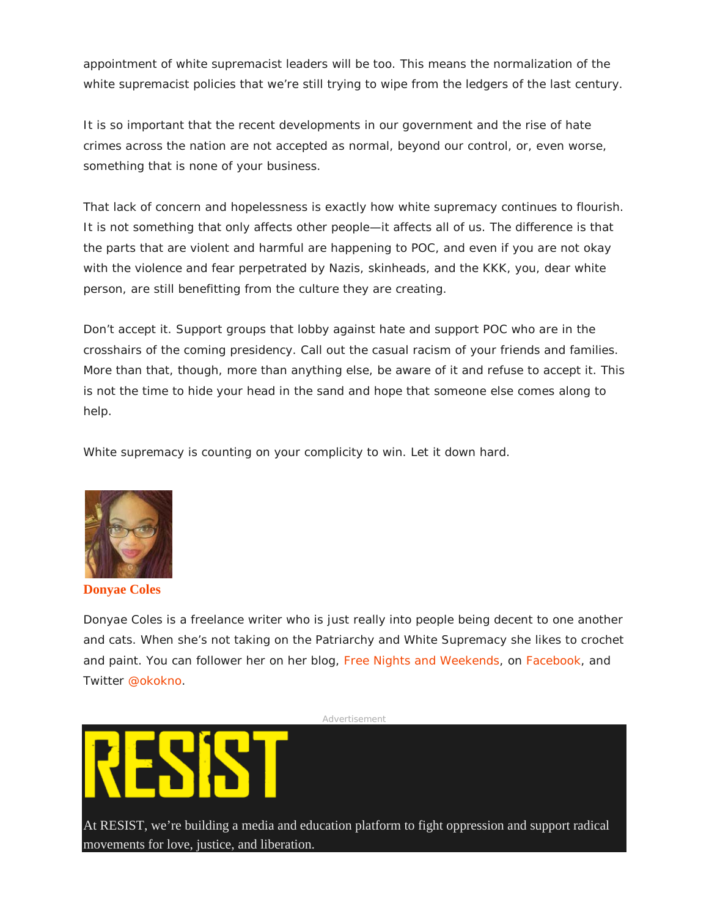appointment of white supremacist leaders will be too. This means the normalization of the white supremacist policies that we're still trying to wipe from the ledgers of the last century.

It is so important that the recent developments in our government and the rise of hate crimes across the nation are not accepted as normal, beyond our control, or, even worse, something that is none of your business.

That lack of concern and hopelessness is exactly how white supremacy continues to flourish. It is not something that only affects other people—it affects all of us. The difference is that the parts that are violent and harmful are happening to POC, and even if you are not okay with the violence and fear perpetrated by Nazis, skinheads, and the KKK, you, dear white person, are still benefitting from the culture they are creating.

Don't accept it. Support groups that lobby against hate and support POC who are in the crosshairs of the coming presidency. Call out the casual racism of your friends and families. More than that, though, more than anything else, be aware of it and refuse to accept it. This is not the time to hide your head in the sand and hope that someone else comes along to help.

White supremacy is counting on your complicity to win. Let it down hard.

**Donyae Coles**

Donyae Coles is a freelance writer who is just really into people being decent to one another and cats. When she's not taking on the Patriarchy and White Supremacy she likes to crochet and paint. You can follower her on her blog, Free Nights and Weekends, on Facebook, and Twitter @okokno.

Advertisement

RESIST

At RESIST, we're building a media and education platform to fight oppression and support radical movements for love, justice, and liberation.